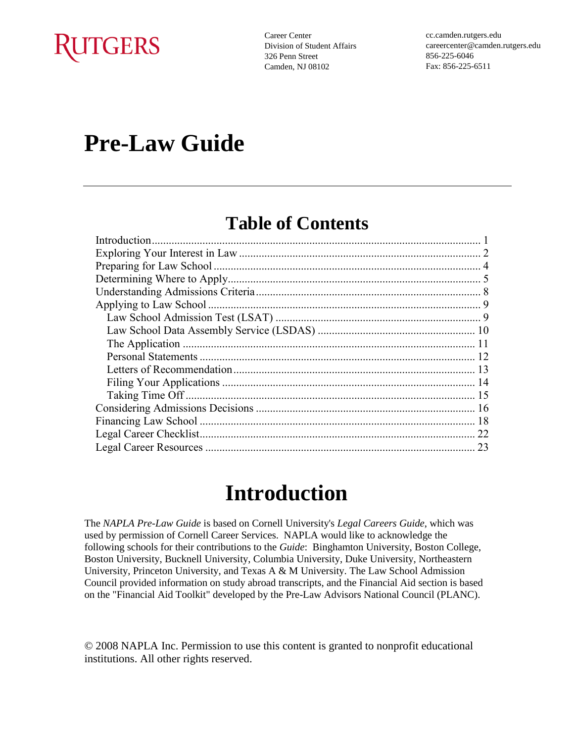RUTGERS

Career Center
Division of Student Affairs
326 Penn Street
Camden, NJ 08102

cc.camden.rutgers.edu
careercenter@camden.rutgers.edu
856-225-6046
Fax: 856-225-6511

# Pre-Law Guide

---

## Table of Contents

- Introduction ........ 1
- Exploring Your Interest in Law ........ 2
- Preparing for Law School ........ 4
- Determining Where to Apply ........ 5
- Understanding Admissions Criteria ........ 8
- Applying to Law School ........ 9
  - Law School Admission Test (LSAT) ........ 9
  - Law School Data Assembly Service (LSDAS) ........ 10
  - The Application ........ 11
  - Personal Statements ........ 12
  - Letters of Recommendation ........ 13
  - Filing Your Applications ........ 14
  - Taking Time Off ........ 15
- Considering Admissions Decisions ........ 16
- Financing Law School ........ 18
- Legal Career Checklist ........ 22
- Legal Career Resources ........ 23

# Introduction

The *NAPLA Pre-Law Guide* is based on Cornell University's *Legal Careers Guide*, which was used by permission of Cornell Career Services. NAPLA would like to acknowledge the following schools for their contributions to the *Guide*: Binghamton University, Boston College, Boston University, Bucknell University, Columbia University, Duke University, Northeastern University, Princeton University, and Texas A & M University. The Law School Admission Council provided information on study abroad transcripts, and the Financial Aid section is based on the "Financial Aid Toolkit" developed by the Pre-Law Advisors National Council (PLANC).

© 2008 NAPLA Inc. Permission to use this content is granted to nonprofit educational institutions. All other rights reserved.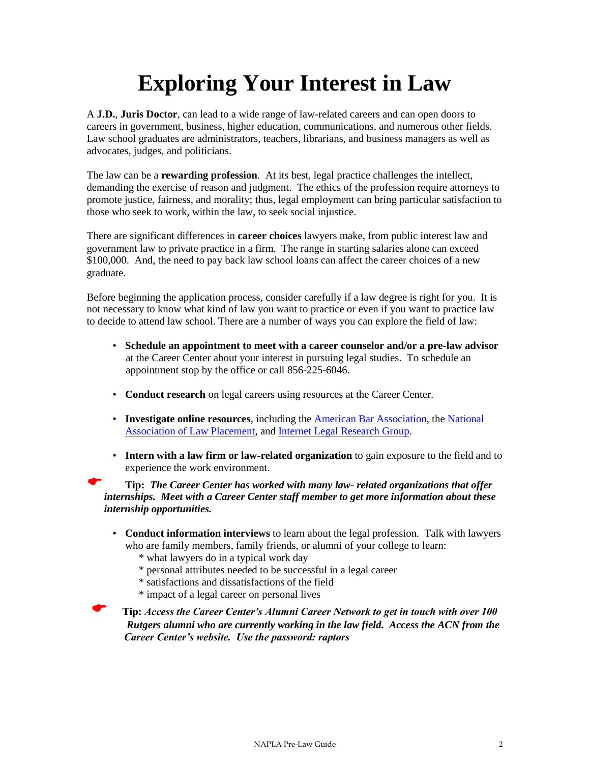# Exploring Your Interest in Law

A **J.D.**, **Juris Doctor**, can lead to a wide range of law-related careers and can open doors to careers in government, business, higher education, communications, and numerous other fields. Law school graduates are administrators, teachers, librarians, and business managers as well as advocates, judges, and politicians.

The law can be a **rewarding profession**. At its best, legal practice challenges the intellect, demanding the exercise of reason and judgment. The ethics of the profession require attorneys to promote justice, fairness, and morality; thus, legal employment can bring particular satisfaction to those who seek to work, within the law, to seek social injustice.

There are significant differences in **career choices** lawyers make, from public interest law and government law to private practice in a firm. The range in starting salaries alone can exceed $100,000. And, the need to pay back law school loans can affect the career choices of a new graduate.

Before beginning the application process, consider carefully if a law degree is right for you. It is not necessary to know what kind of law you want to practice or even if you want to practice law to decide to attend law school. There are a number of ways you can explore the field of law:

- **Schedule an appointment to meet with a career counselor and/or a pre-law advisor** at the Career Center about your interest in pursuing legal studies. To schedule an appointment stop by the office or call 856-225-6046.
- **Conduct research** on legal careers using resources at the Career Center.
- **Investigate online resources**, including the American Bar Association, the National Association of Law Placement, and Internet Legal Research Group.
- **Intern with a law firm or law-related organization** to gain exposure to the field and to experience the work environment.

☛ **Tip:** ***The Career Center has worked with many law- related organizations that offer internships. Meet with a Career Center staff member to get more information about these internship opportunities.***

- **Conduct information interviews** to learn about the legal profession. Talk with lawyers who are family members, family friends, or alumni of your college to learn:
  - \* what lawyers do in a typical work day
  - \* personal attributes needed to be successful in a legal career
  - \* satisfactions and dissatisfactions of the field
  - \* impact of a legal career on personal lives

☛ **Tip:** ***Access the Career Center's Alumni Career Network to get in touch with over 100 Rutgers alumni who are currently working in the law field. Access the ACN from the Career Center's website. Use the password: raptors***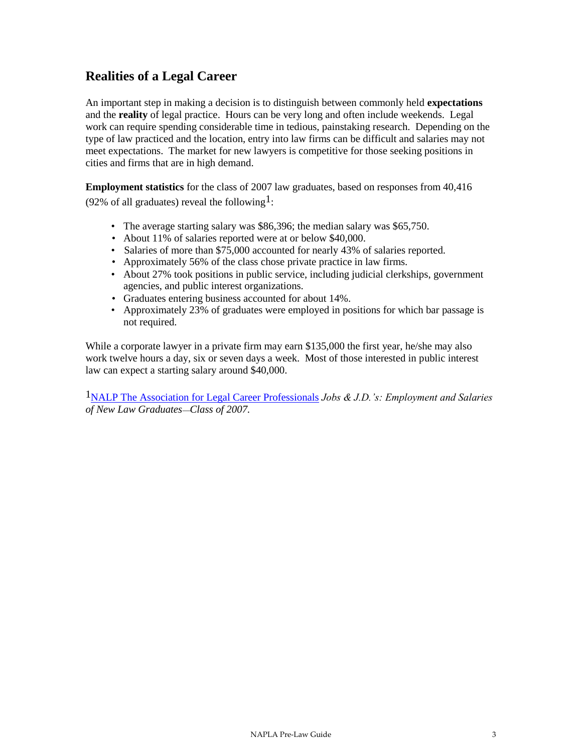## Realities of a Legal Career

An important step in making a decision is to distinguish between commonly held **expectations** and the **reality** of legal practice. Hours can be very long and often include weekends. Legal work can require spending considerable time in tedious, painstaking research. Depending on the type of law practiced and the location, entry into law firms can be difficult and salaries may not meet expectations. The market for new lawyers is competitive for those seeking positions in cities and firms that are in high demand.

**Employment statistics** for the class of 2007 law graduates, based on responses from 40,416 (92% of all graduates) reveal the following[1]:

- The average starting salary was $86,396; the median salary was $65,750.
- About 11% of salaries reported were at or below $40,000.
- Salaries of more than $75,000 accounted for nearly 43% of salaries reported.
- Approximately 56% of the class chose private practice in law firms.
- About 27% took positions in public service, including judicial clerkships, government agencies, and public interest organizations.
- Graduates entering business accounted for about 14%.
- Approximately 23% of graduates were employed in positions for which bar passage is not required.

While a corporate lawyer in a private firm may earn $135,000 the first year, he/she may also work twelve hours a day, six or seven days a week. Most of those interested in public interest law can expect a starting salary around $40,000.

[1] NALP The Association for Legal Career Professionals *Jobs & J.D.'s: Employment and Salaries of New Law Graduates—Class of 2007.*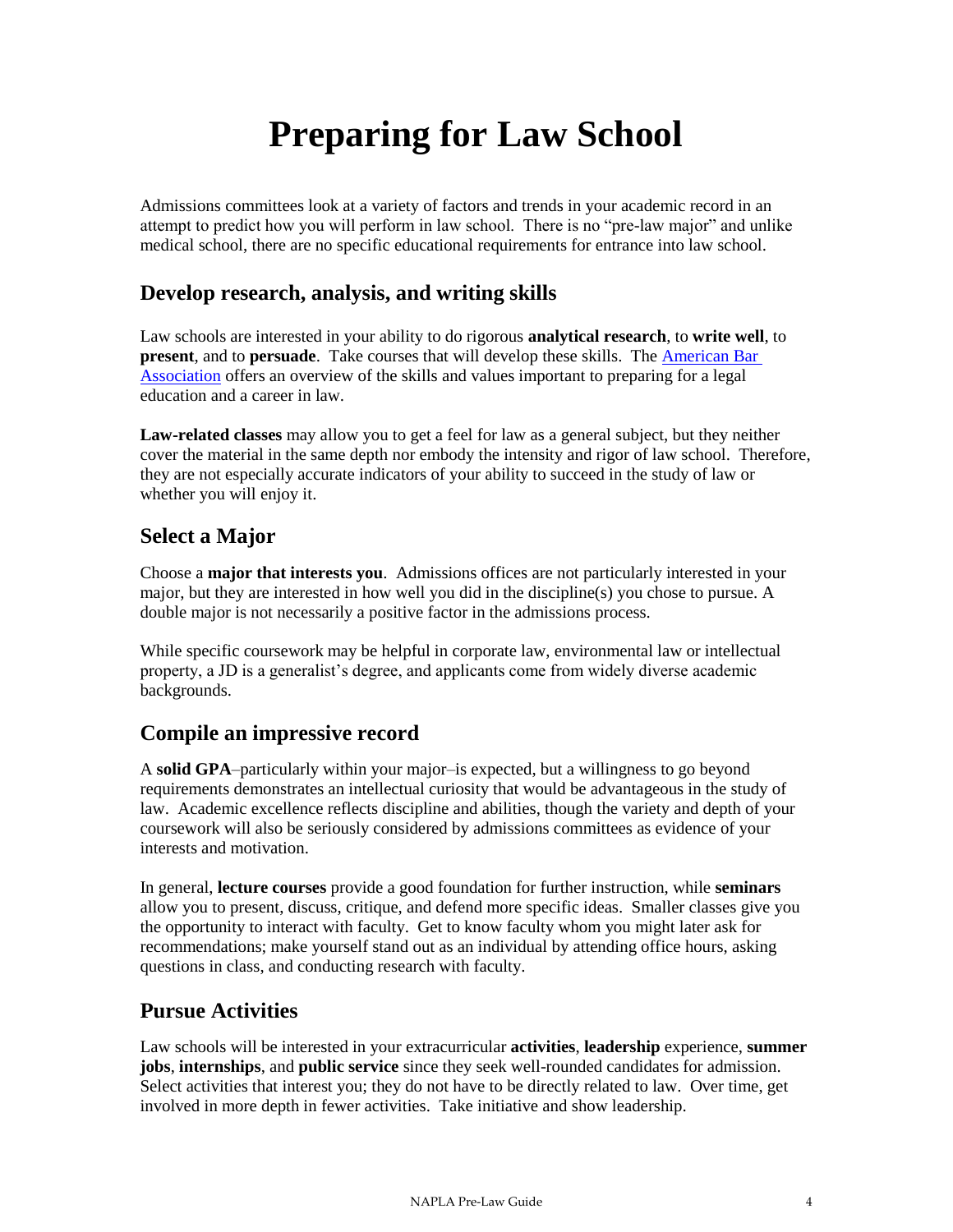# Preparing for Law School

Admissions committees look at a variety of factors and trends in your academic record in an attempt to predict how you will perform in law school. There is no "pre-law major" and unlike medical school, there are no specific educational requirements for entrance into law school.

## Develop research, analysis, and writing skills

Law schools are interested in your ability to do rigorous **analytical research**, to **write well**, to **present**, and to **persuade**. Take courses that will develop these skills. The American Bar Association offers an overview of the skills and values important to preparing for a legal education and a career in law.

**Law-related classes** may allow you to get a feel for law as a general subject, but they neither cover the material in the same depth nor embody the intensity and rigor of law school. Therefore, they are not especially accurate indicators of your ability to succeed in the study of law or whether you will enjoy it.

## Select a Major

Choose a **major that interests you**. Admissions offices are not particularly interested in your major, but they are interested in how well you did in the discipline(s) you chose to pursue. A double major is not necessarily a positive factor in the admissions process.

While specific coursework may be helpful in corporate law, environmental law or intellectual property, a JD is a generalist's degree, and applicants come from widely diverse academic backgrounds.

## Compile an impressive record

A **solid GPA**–particularly within your major–is expected, but a willingness to go beyond requirements demonstrates an intellectual curiosity that would be advantageous in the study of law. Academic excellence reflects discipline and abilities, though the variety and depth of your coursework will also be seriously considered by admissions committees as evidence of your interests and motivation.

In general, **lecture courses** provide a good foundation for further instruction, while **seminars** allow you to present, discuss, critique, and defend more specific ideas. Smaller classes give you the opportunity to interact with faculty. Get to know faculty whom you might later ask for recommendations; make yourself stand out as an individual by attending office hours, asking questions in class, and conducting research with faculty.

## Pursue Activities

Law schools will be interested in your extracurricular **activities**, **leadership** experience, **summer jobs**, **internships**, and **public service** since they seek well-rounded candidates for admission. Select activities that interest you; they do not have to be directly related to law. Over time, get involved in more depth in fewer activities. Take initiative and show leadership.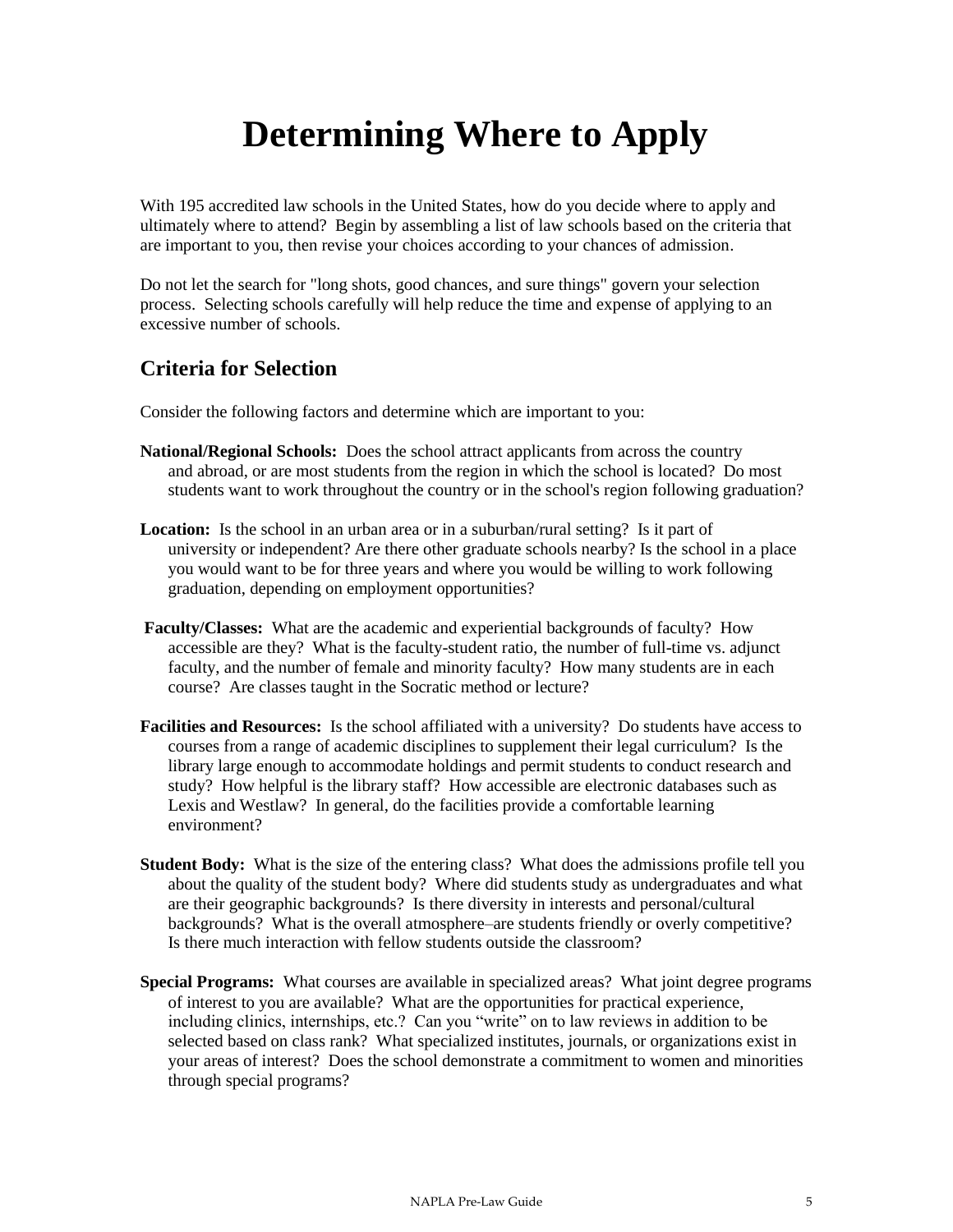# Determining Where to Apply

With 195 accredited law schools in the United States, how do you decide where to apply and ultimately where to attend? Begin by assembling a list of law schools based on the criteria that are important to you, then revise your choices according to your chances of admission.

Do not let the search for "long shots, good chances, and sure things" govern your selection process. Selecting schools carefully will help reduce the time and expense of applying to an excessive number of schools.

## Criteria for Selection

Consider the following factors and determine which are important to you:

**National/Regional Schools:** Does the school attract applicants from across the country and abroad, or are most students from the region in which the school is located? Do most students want to work throughout the country or in the school's region following graduation?

**Location:** Is the school in an urban area or in a suburban/rural setting? Is it part of university or independent? Are there other graduate schools nearby? Is the school in a place you would want to be for three years and where you would be willing to work following graduation, depending on employment opportunities?

**Faculty/Classes:** What are the academic and experiential backgrounds of faculty? How accessible are they? What is the faculty-student ratio, the number of full-time vs. adjunct faculty, and the number of female and minority faculty? How many students are in each course? Are classes taught in the Socratic method or lecture?

**Facilities and Resources:** Is the school affiliated with a university? Do students have access to courses from a range of academic disciplines to supplement their legal curriculum? Is the library large enough to accommodate holdings and permit students to conduct research and study? How helpful is the library staff? How accessible are electronic databases such as Lexis and Westlaw? In general, do the facilities provide a comfortable learning environment?

**Student Body:** What is the size of the entering class? What does the admissions profile tell you about the quality of the student body? Where did students study as undergraduates and what are their geographic backgrounds? Is there diversity in interests and personal/cultural backgrounds? What is the overall atmosphere–are students friendly or overly competitive? Is there much interaction with fellow students outside the classroom?

**Special Programs:** What courses are available in specialized areas? What joint degree programs of interest to you are available? What are the opportunities for practical experience, including clinics, internships, etc.? Can you "write" on to law reviews in addition to be selected based on class rank? What specialized institutes, journals, or organizations exist in your areas of interest? Does the school demonstrate a commitment to women and minorities through special programs?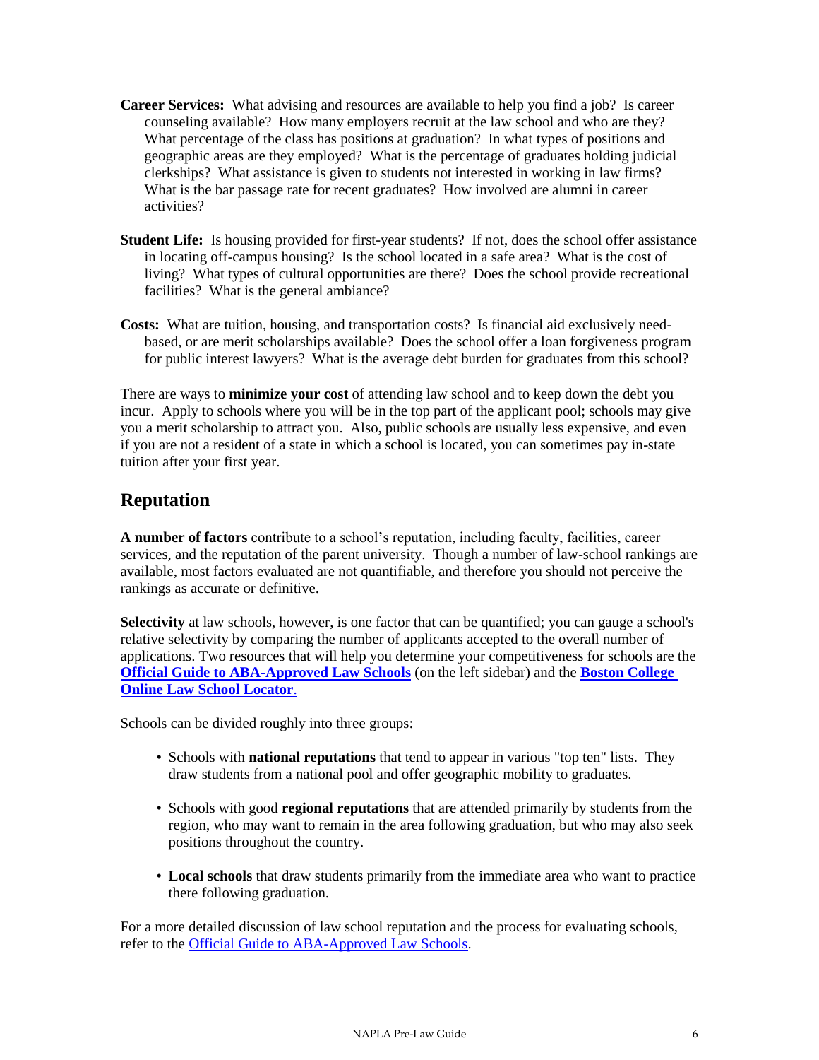**Career Services:** What advising and resources are available to help you find a job? Is career counseling available? How many employers recruit at the law school and who are they? What percentage of the class has positions at graduation? In what types of positions and geographic areas are they employed? What is the percentage of graduates holding judicial clerkships? What assistance is given to students not interested in working in law firms? What is the bar passage rate for recent graduates? How involved are alumni in career activities?

**Student Life:** Is housing provided for first-year students? If not, does the school offer assistance in locating off-campus housing? Is the school located in a safe area? What is the cost of living? What types of cultural opportunities are there? Does the school provide recreational facilities? What is the general ambiance?

**Costs:** What are tuition, housing, and transportation costs? Is financial aid exclusively need-based, or are merit scholarships available? Does the school offer a loan forgiveness program for public interest lawyers? What is the average debt burden for graduates from this school?

There are ways to **minimize your cost** of attending law school and to keep down the debt you incur. Apply to schools where you will be in the top part of the applicant pool; schools may give you a merit scholarship to attract you. Also, public schools are usually less expensive, and even if you are not a resident of a state in which a school is located, you can sometimes pay in-state tuition after your first year.

## Reputation

**A number of factors** contribute to a school's reputation, including faculty, facilities, career services, and the reputation of the parent university. Though a number of law-school rankings are available, most factors evaluated are not quantifiable, and therefore you should not perceive the rankings as accurate or definitive.

**Selectivity** at law schools, however, is one factor that can be quantified; you can gauge a school's relative selectivity by comparing the number of applicants accepted to the overall number of applications. Two resources that will help you determine your competitiveness for schools are the **Official Guide to ABA-Approved Law Schools** (on the left sidebar) and the **Boston College Online Law School Locator**.

Schools can be divided roughly into three groups:

- Schools with **national reputations** that tend to appear in various "top ten" lists. They draw students from a national pool and offer geographic mobility to graduates.
- Schools with good **regional reputations** that are attended primarily by students from the region, who may want to remain in the area following graduation, but who may also seek positions throughout the country.
- **Local schools** that draw students primarily from the immediate area who want to practice there following graduation.

For a more detailed discussion of law school reputation and the process for evaluating schools, refer to the Official Guide to ABA-Approved Law Schools.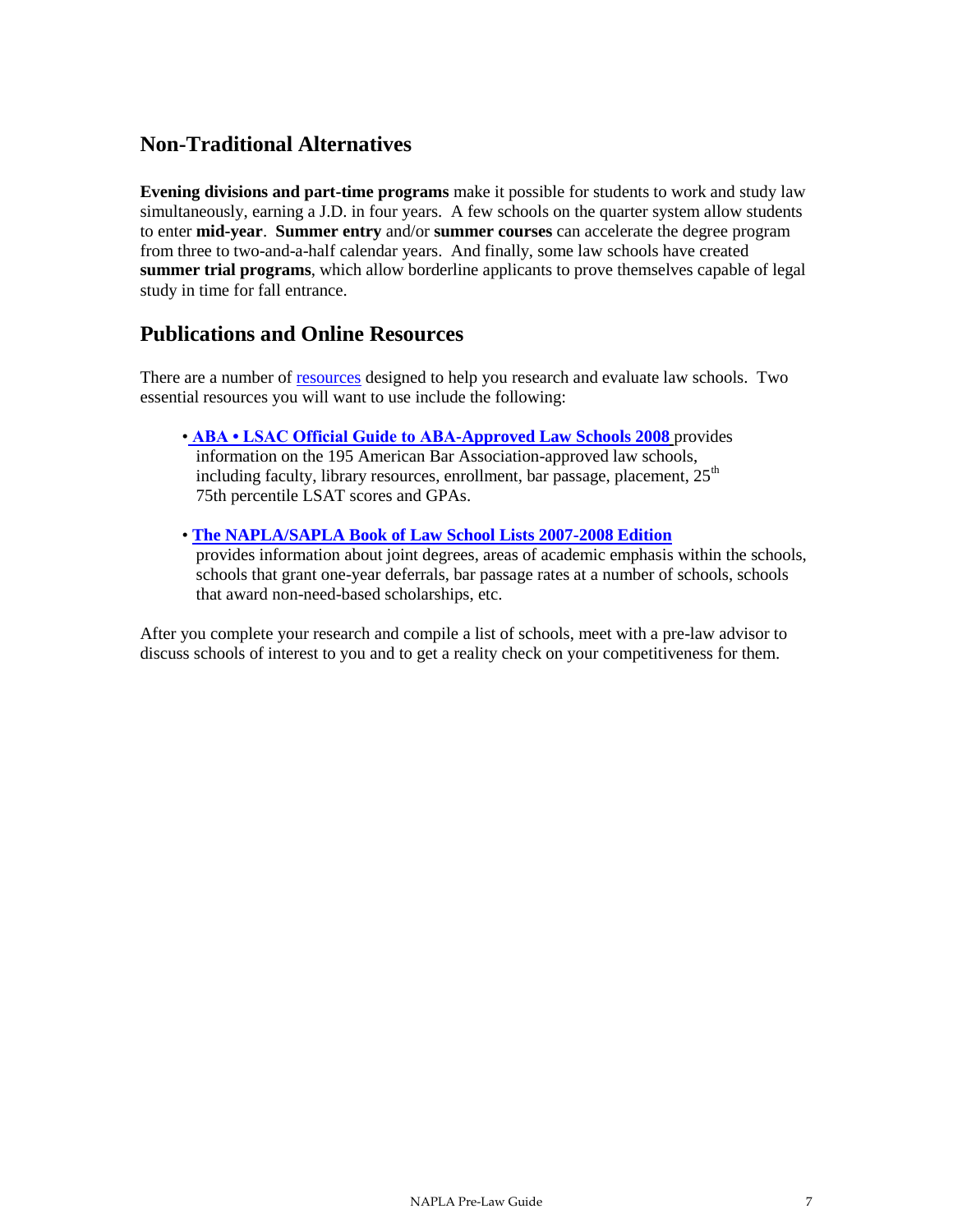## Non-Traditional Alternatives

**Evening divisions and part-time programs** make it possible for students to work and study law simultaneously, earning a J.D. in four years. A few schools on the quarter system allow students to enter **mid-year**. **Summer entry** and/or **summer courses** can accelerate the degree program from three to two-and-a-half calendar years. And finally, some law schools have created **summer trial programs**, which allow borderline applicants to prove themselves capable of legal study in time for fall entrance.

## Publications and Online Resources

There are a number of resources designed to help you research and evaluate law schools. Two essential resources you will want to use include the following:

- **ABA • LSAC Official Guide to ABA-Approved Law Schools 2008** provides information on the 195 American Bar Association-approved law schools, including faculty, library resources, enrollment, bar passage, placement, 25th 75th percentile LSAT scores and GPAs.

- **The NAPLA/SAPLA Book of Law School Lists 2007-2008 Edition** provides information about joint degrees, areas of academic emphasis within the schools, schools that grant one-year deferrals, bar passage rates at a number of schools, schools that award non-need-based scholarships, etc.

After you complete your research and compile a list of schools, meet with a pre-law advisor to discuss schools of interest to you and to get a reality check on your competitiveness for them.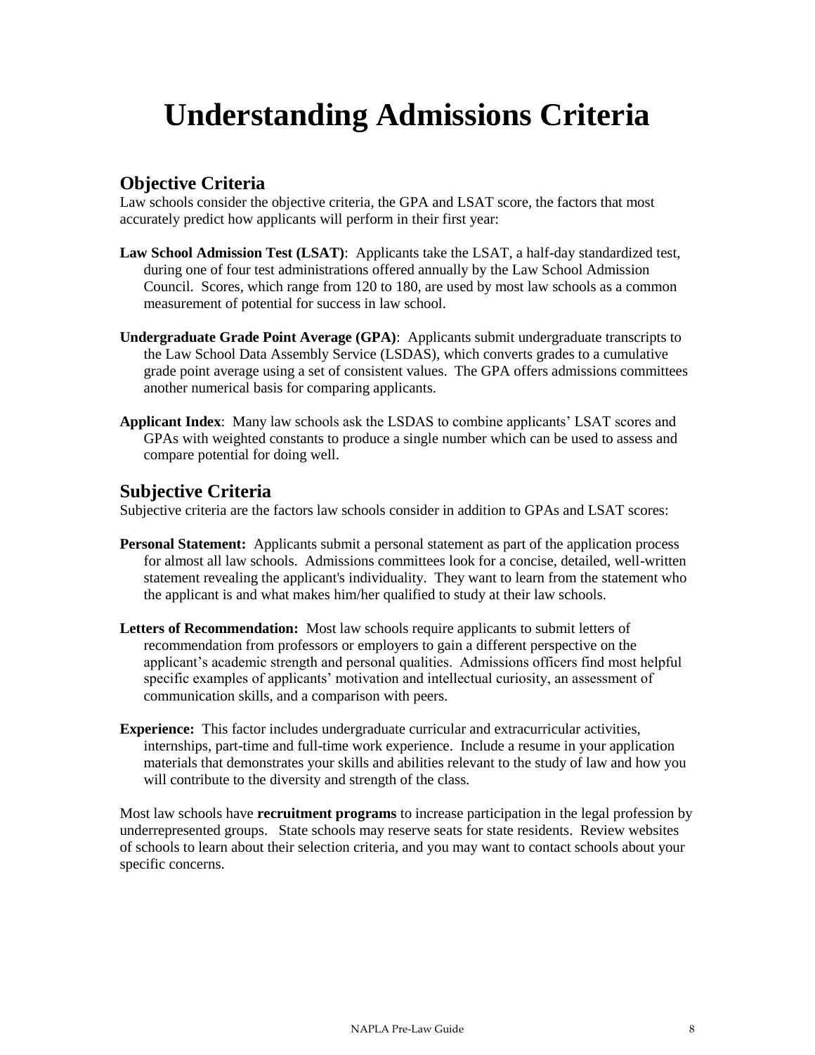# Understanding Admissions Criteria

## Objective Criteria

Law schools consider the objective criteria, the GPA and LSAT score, the factors that most accurately predict how applicants will perform in their first year:

**Law School Admission Test (LSAT)**: Applicants take the LSAT, a half-day standardized test, during one of four test administrations offered annually by the Law School Admission Council. Scores, which range from 120 to 180, are used by most law schools as a common measurement of potential for success in law school.

**Undergraduate Grade Point Average (GPA)**: Applicants submit undergraduate transcripts to the Law School Data Assembly Service (LSDAS), which converts grades to a cumulative grade point average using a set of consistent values. The GPA offers admissions committees another numerical basis for comparing applicants.

**Applicant Index**: Many law schools ask the LSDAS to combine applicants' LSAT scores and GPAs with weighted constants to produce a single number which can be used to assess and compare potential for doing well.

## Subjective Criteria

Subjective criteria are the factors law schools consider in addition to GPAs and LSAT scores:

**Personal Statement:** Applicants submit a personal statement as part of the application process for almost all law schools. Admissions committees look for a concise, detailed, well-written statement revealing the applicant's individuality. They want to learn from the statement who the applicant is and what makes him/her qualified to study at their law schools.

**Letters of Recommendation:** Most law schools require applicants to submit letters of recommendation from professors or employers to gain a different perspective on the applicant's academic strength and personal qualities. Admissions officers find most helpful specific examples of applicants' motivation and intellectual curiosity, an assessment of communication skills, and a comparison with peers.

**Experience:** This factor includes undergraduate curricular and extracurricular activities, internships, part-time and full-time work experience. Include a resume in your application materials that demonstrates your skills and abilities relevant to the study of law and how you will contribute to the diversity and strength of the class.

Most law schools have **recruitment programs** to increase participation in the legal profession by underrepresented groups. State schools may reserve seats for state residents. Review websites of schools to learn about their selection criteria, and you may want to contact schools about your specific concerns.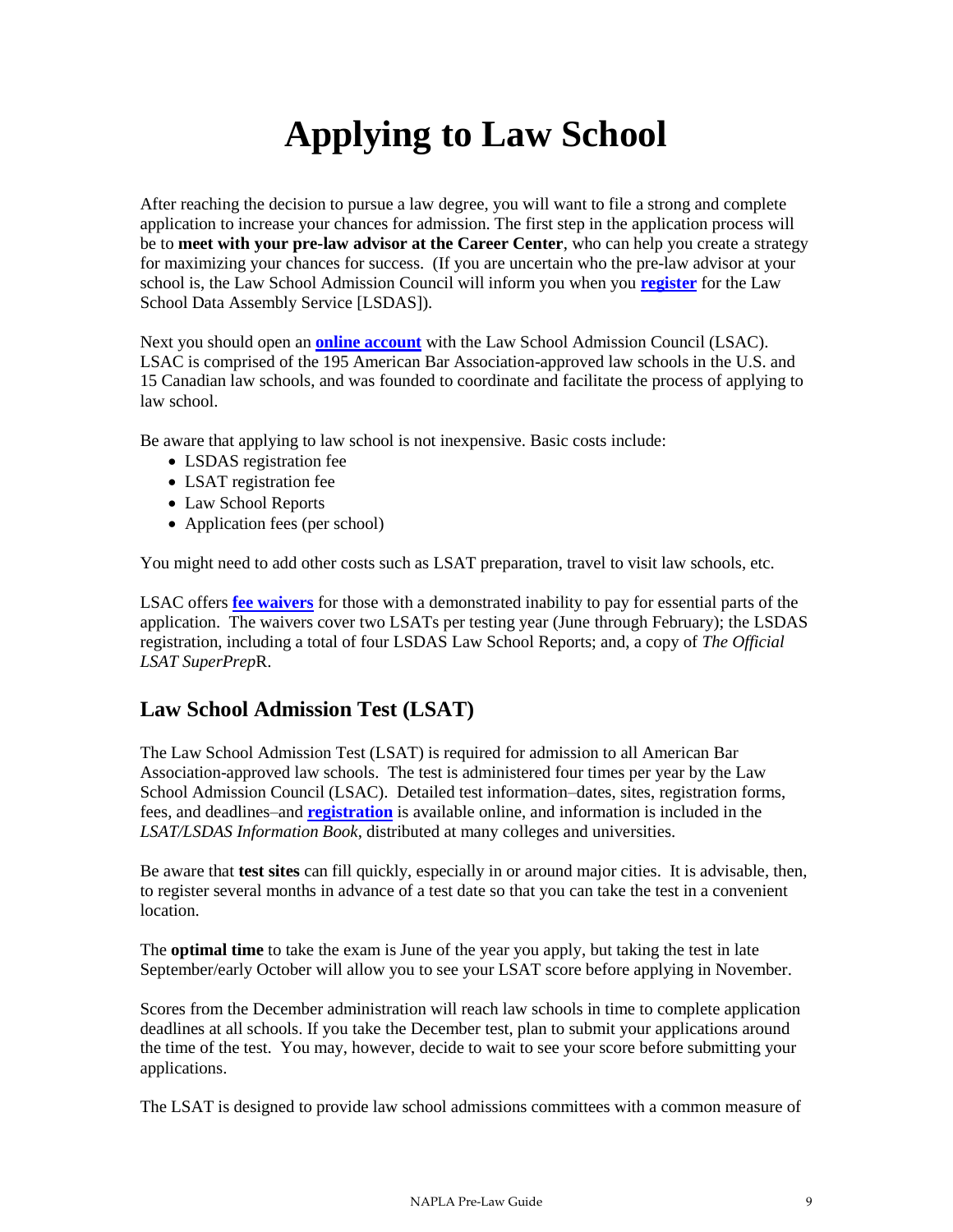# Applying to Law School

After reaching the decision to pursue a law degree, you will want to file a strong and complete application to increase your chances for admission. The first step in the application process will be to **meet with your pre-law advisor at the Career Center**, who can help you create a strategy for maximizing your chances for success. (If you are uncertain who the pre-law advisor at your school is, the Law School Admission Council will inform you when you **register** for the Law School Data Assembly Service [LSDAS]).

Next you should open an **online account** with the Law School Admission Council (LSAC). LSAC is comprised of the 195 American Bar Association-approved law schools in the U.S. and 15 Canadian law schools, and was founded to coordinate and facilitate the process of applying to law school.

Be aware that applying to law school is not inexpensive. Basic costs include:

- LSDAS registration fee
- LSAT registration fee
- Law School Reports
- Application fees (per school)

You might need to add other costs such as LSAT preparation, travel to visit law schools, etc.

LSAC offers **fee waivers** for those with a demonstrated inability to pay for essential parts of the application. The waivers cover two LSATs per testing year (June through February); the LSDAS registration, including a total of four LSDAS Law School Reports; and, a copy of *The Official LSAT SuperPrep*R.

## Law School Admission Test (LSAT)

The Law School Admission Test (LSAT) is required for admission to all American Bar Association-approved law schools. The test is administered four times per year by the Law School Admission Council (LSAC). Detailed test information–dates, sites, registration forms, fees, and deadlines–and **registration** is available online, and information is included in the *LSAT/LSDAS Information Book*, distributed at many colleges and universities.

Be aware that **test sites** can fill quickly, especially in or around major cities. It is advisable, then, to register several months in advance of a test date so that you can take the test in a convenient location.

The **optimal time** to take the exam is June of the year you apply, but taking the test in late September/early October will allow you to see your LSAT score before applying in November.

Scores from the December administration will reach law schools in time to complete application deadlines at all schools. If you take the December test, plan to submit your applications around the time of the test. You may, however, decide to wait to see your score before submitting your applications.

The LSAT is designed to provide law school admissions committees with a common measure of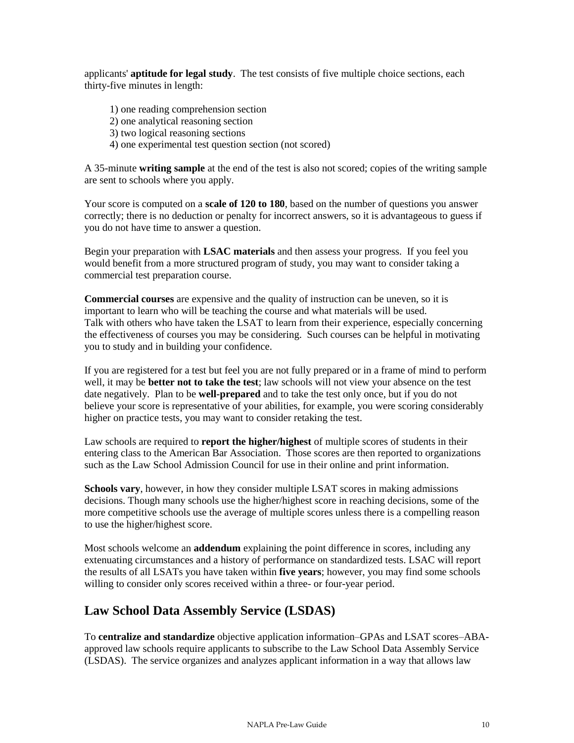applicants' **aptitude for legal study**. The test consists of five multiple choice sections, each thirty-five minutes in length:

1) one reading comprehension section
2) one analytical reasoning section
3) two logical reasoning sections
4) one experimental test question section (not scored)

A 35-minute **writing sample** at the end of the test is also not scored; copies of the writing sample are sent to schools where you apply.

Your score is computed on a **scale of 120 to 180**, based on the number of questions you answer correctly; there is no deduction or penalty for incorrect answers, so it is advantageous to guess if you do not have time to answer a question.

Begin your preparation with **LSAC materials** and then assess your progress. If you feel you would benefit from a more structured program of study, you may want to consider taking a commercial test preparation course.

**Commercial courses** are expensive and the quality of instruction can be uneven, so it is important to learn who will be teaching the course and what materials will be used. Talk with others who have taken the LSAT to learn from their experience, especially concerning the effectiveness of courses you may be considering. Such courses can be helpful in motivating you to study and in building your confidence.

If you are registered for a test but feel you are not fully prepared or in a frame of mind to perform well, it may be **better not to take the test**; law schools will not view your absence on the test date negatively. Plan to be **well-prepared** and to take the test only once, but if you do not believe your score is representative of your abilities, for example, you were scoring considerably higher on practice tests, you may want to consider retaking the test.

Law schools are required to **report the higher/highest** of multiple scores of students in their entering class to the American Bar Association. Those scores are then reported to organizations such as the Law School Admission Council for use in their online and print information.

**Schools vary**, however, in how they consider multiple LSAT scores in making admissions decisions. Though many schools use the higher/highest score in reaching decisions, some of the more competitive schools use the average of multiple scores unless there is a compelling reason to use the higher/highest score.

Most schools welcome an **addendum** explaining the point difference in scores, including any extenuating circumstances and a history of performance on standardized tests. LSAC will report the results of all LSATs you have taken within **five years**; however, you may find some schools willing to consider only scores received within a three- or four-year period.

## Law School Data Assembly Service (LSDAS)

To **centralize and standardize** objective application information–GPAs and LSAT scores–ABA-approved law schools require applicants to subscribe to the Law School Data Assembly Service (LSDAS). The service organizes and analyzes applicant information in a way that allows law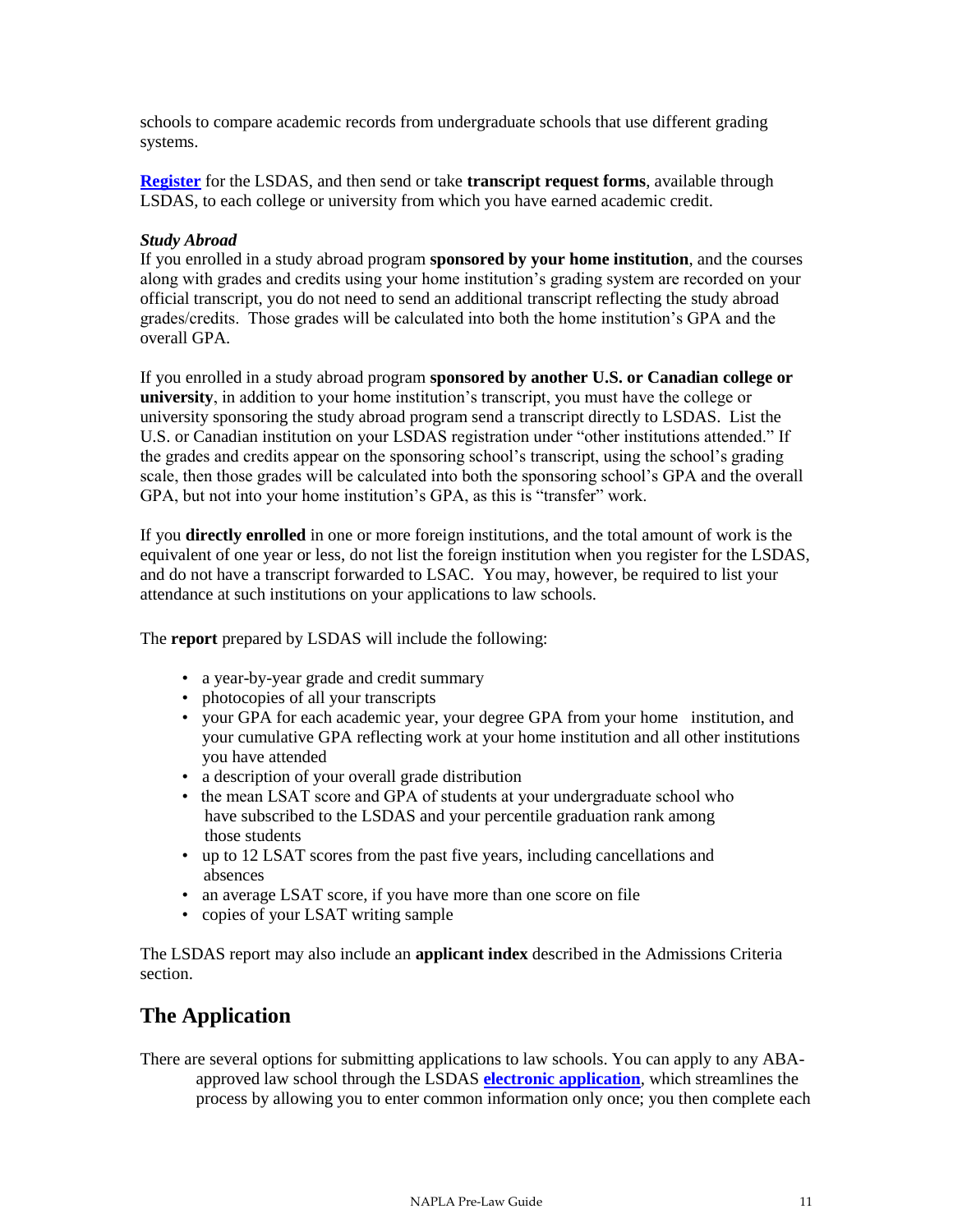schools to compare academic records from undergraduate schools that use different grading systems.

**Register** for the LSDAS, and then send or take **transcript request forms**, available through LSDAS, to each college or university from which you have earned academic credit.

***Study Abroad***

If you enrolled in a study abroad program **sponsored by your home institution**, and the courses along with grades and credits using your home institution's grading system are recorded on your official transcript, you do not need to send an additional transcript reflecting the study abroad grades/credits. Those grades will be calculated into both the home institution's GPA and the overall GPA.

If you enrolled in a study abroad program **sponsored by another U.S. or Canadian college or university**, in addition to your home institution's transcript, you must have the college or university sponsoring the study abroad program send a transcript directly to LSDAS. List the U.S. or Canadian institution on your LSDAS registration under "other institutions attended." If the grades and credits appear on the sponsoring school's transcript, using the school's grading scale, then those grades will be calculated into both the sponsoring school's GPA and the overall GPA, but not into your home institution's GPA, as this is "transfer" work.

If you **directly enrolled** in one or more foreign institutions, and the total amount of work is the equivalent of one year or less, do not list the foreign institution when you register for the LSDAS, and do not have a transcript forwarded to LSAC. You may, however, be required to list your attendance at such institutions on your applications to law schools.

The **report** prepared by LSDAS will include the following:

- a year-by-year grade and credit summary
- photocopies of all your transcripts
- your GPA for each academic year, your degree GPA from your home institution, and your cumulative GPA reflecting work at your home institution and all other institutions you have attended
- a description of your overall grade distribution
- the mean LSAT score and GPA of students at your undergraduate school who have subscribed to the LSDAS and your percentile graduation rank among those students
- up to 12 LSAT scores from the past five years, including cancellations and absences
- an average LSAT score, if you have more than one score on file
- copies of your LSAT writing sample

The LSDAS report may also include an **applicant index** described in the Admissions Criteria section.

## The Application

There are several options for submitting applications to law schools. You can apply to any ABA-approved law school through the LSDAS **electronic application**, which streamlines the process by allowing you to enter common information only once; you then complete each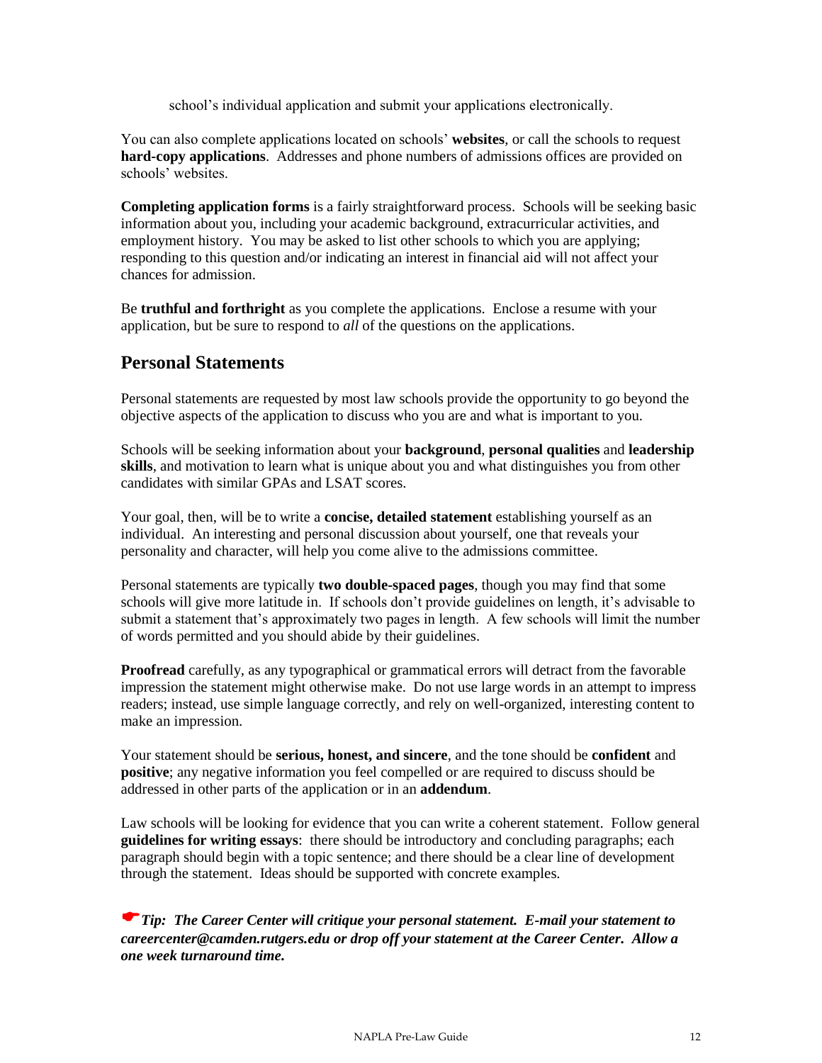school's individual application and submit your applications electronically.

You can also complete applications located on schools' **websites**, or call the schools to request **hard-copy applications**. Addresses and phone numbers of admissions offices are provided on schools' websites.

**Completing application forms** is a fairly straightforward process. Schools will be seeking basic information about you, including your academic background, extracurricular activities, and employment history. You may be asked to list other schools to which you are applying; responding to this question and/or indicating an interest in financial aid will not affect your chances for admission.

Be **truthful and forthright** as you complete the applications. Enclose a resume with your application, but be sure to respond to *all* of the questions on the applications.

## Personal Statements

Personal statements are requested by most law schools provide the opportunity to go beyond the objective aspects of the application to discuss who you are and what is important to you.

Schools will be seeking information about your **background**, **personal qualities** and **leadership skills**, and motivation to learn what is unique about you and what distinguishes you from other candidates with similar GPAs and LSAT scores.

Your goal, then, will be to write a **concise, detailed statement** establishing yourself as an individual. An interesting and personal discussion about yourself, one that reveals your personality and character, will help you come alive to the admissions committee.

Personal statements are typically **two double-spaced pages**, though you may find that some schools will give more latitude in. If schools don't provide guidelines on length, it's advisable to submit a statement that's approximately two pages in length. A few schools will limit the number of words permitted and you should abide by their guidelines.

**Proofread** carefully, as any typographical or grammatical errors will detract from the favorable impression the statement might otherwise make. Do not use large words in an attempt to impress readers; instead, use simple language correctly, and rely on well-organized, interesting content to make an impression.

Your statement should be **serious, honest, and sincere**, and the tone should be **confident** and **positive**; any negative information you feel compelled or are required to discuss should be addressed in other parts of the application or in an **addendum**.

Law schools will be looking for evidence that you can write a coherent statement. Follow general **guidelines for writing essays**: there should be introductory and concluding paragraphs; each paragraph should begin with a topic sentence; and there should be a clear line of development through the statement. Ideas should be supported with concrete examples.

☛ ***Tip: The Career Center will critique your personal statement. E-mail your statement to careercenter@camden.rutgers.edu or drop off your statement at the Career Center. Allow a one week turnaround time.***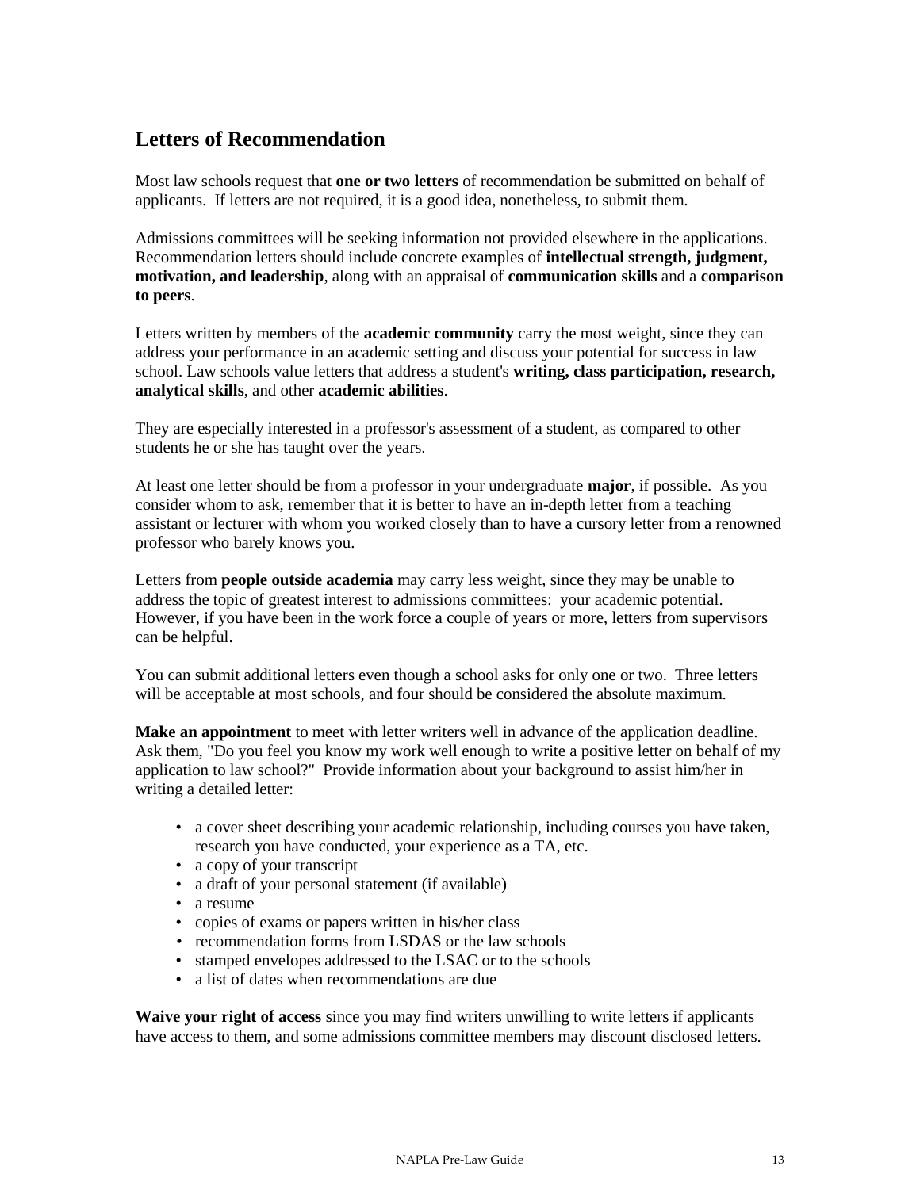## Letters of Recommendation

Most law schools request that **one or two letters** of recommendation be submitted on behalf of applicants. If letters are not required, it is a good idea, nonetheless, to submit them.

Admissions committees will be seeking information not provided elsewhere in the applications. Recommendation letters should include concrete examples of **intellectual strength, judgment, motivation, and leadership**, along with an appraisal of **communication skills** and a **comparison to peers**.

Letters written by members of the **academic community** carry the most weight, since they can address your performance in an academic setting and discuss your potential for success in law school. Law schools value letters that address a student's **writing, class participation, research, analytical skills**, and other **academic abilities**.

They are especially interested in a professor's assessment of a student, as compared to other students he or she has taught over the years.

At least one letter should be from a professor in your undergraduate **major**, if possible. As you consider whom to ask, remember that it is better to have an in-depth letter from a teaching assistant or lecturer with whom you worked closely than to have a cursory letter from a renowned professor who barely knows you.

Letters from **people outside academia** may carry less weight, since they may be unable to address the topic of greatest interest to admissions committees: your academic potential. However, if you have been in the work force a couple of years or more, letters from supervisors can be helpful.

You can submit additional letters even though a school asks for only one or two. Three letters will be acceptable at most schools, and four should be considered the absolute maximum.

**Make an appointment** to meet with letter writers well in advance of the application deadline. Ask them, "Do you feel you know my work well enough to write a positive letter on behalf of my application to law school?" Provide information about your background to assist him/her in writing a detailed letter:

- a cover sheet describing your academic relationship, including courses you have taken, research you have conducted, your experience as a TA, etc.
- a copy of your transcript
- a draft of your personal statement (if available)
- a resume
- copies of exams or papers written in his/her class
- recommendation forms from LSDAS or the law schools
- stamped envelopes addressed to the LSAC or to the schools
- a list of dates when recommendations are due

**Waive your right of access** since you may find writers unwilling to write letters if applicants have access to them, and some admissions committee members may discount disclosed letters.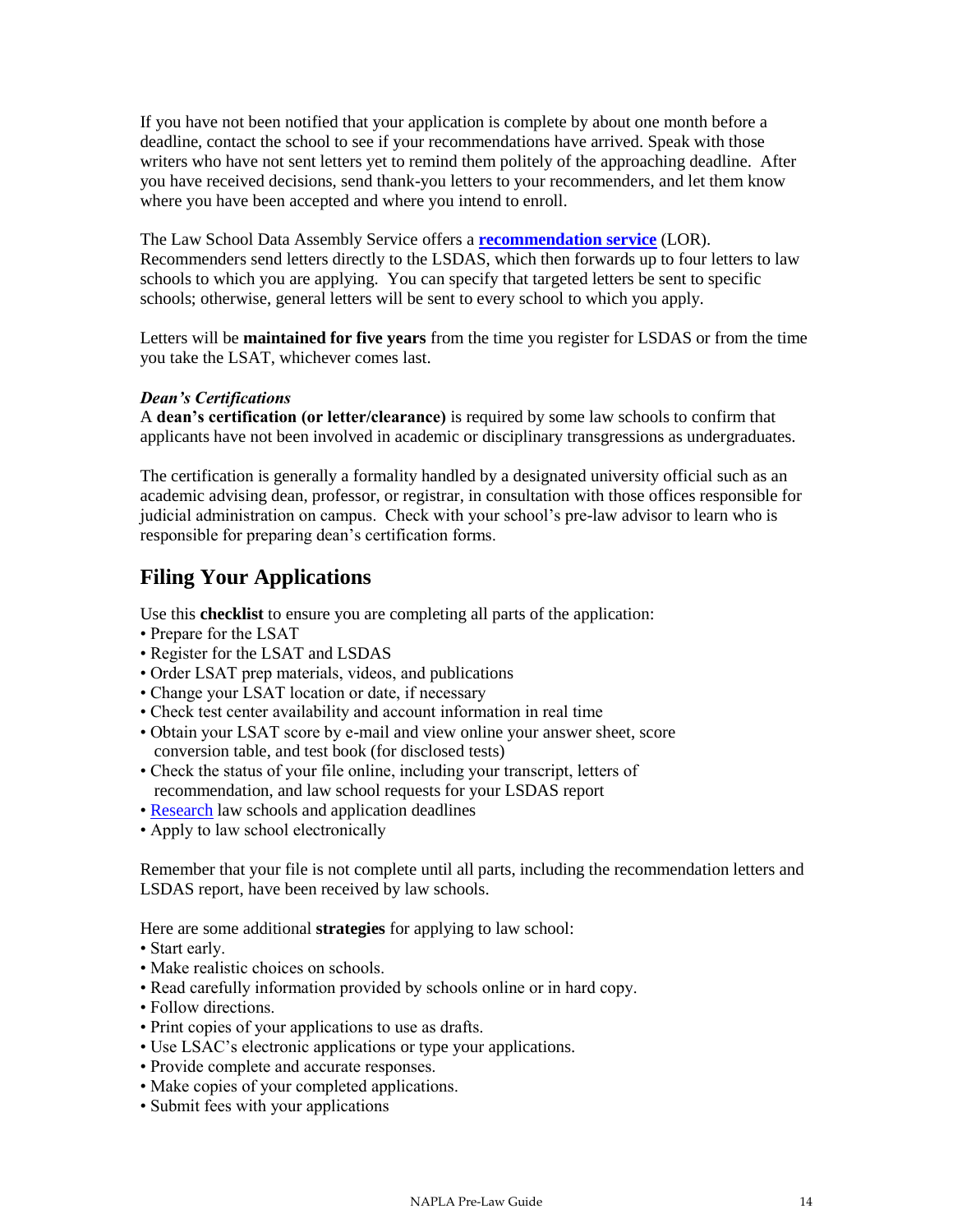If you have not been notified that your application is complete by about one month before a deadline, contact the school to see if your recommendations have arrived. Speak with those writers who have not sent letters yet to remind them politely of the approaching deadline. After you have received decisions, send thank-you letters to your recommenders, and let them know where you have been accepted and where you intend to enroll.

The Law School Data Assembly Service offers a **recommendation service** (LOR). Recommenders send letters directly to the LSDAS, which then forwards up to four letters to law schools to which you are applying. You can specify that targeted letters be sent to specific schools; otherwise, general letters will be sent to every school to which you apply.

Letters will be **maintained for five years** from the time you register for LSDAS or from the time you take the LSAT, whichever comes last.

***Dean's Certifications***

A **dean's certification (or letter/clearance)** is required by some law schools to confirm that applicants have not been involved in academic or disciplinary transgressions as undergraduates.

The certification is generally a formality handled by a designated university official such as an academic advising dean, professor, or registrar, in consultation with those offices responsible for judicial administration on campus. Check with your school's pre-law advisor to learn who is responsible for preparing dean's certification forms.

## Filing Your Applications

Use this **checklist** to ensure you are completing all parts of the application:

- Prepare for the LSAT
- Register for the LSAT and LSDAS
- Order LSAT prep materials, videos, and publications
- Change your LSAT location or date, if necessary
- Check test center availability and account information in real time
- Obtain your LSAT score by e-mail and view online your answer sheet, score conversion table, and test book (for disclosed tests)
- Check the status of your file online, including your transcript, letters of recommendation, and law school requests for your LSDAS report
- Research law schools and application deadlines
- Apply to law school electronically

Remember that your file is not complete until all parts, including the recommendation letters and LSDAS report, have been received by law schools.

Here are some additional **strategies** for applying to law school:

- Start early.
- Make realistic choices on schools.
- Read carefully information provided by schools online or in hard copy.
- Follow directions.
- Print copies of your applications to use as drafts.
- Use LSAC's electronic applications or type your applications.
- Provide complete and accurate responses.
- Make copies of your completed applications.
- Submit fees with your applications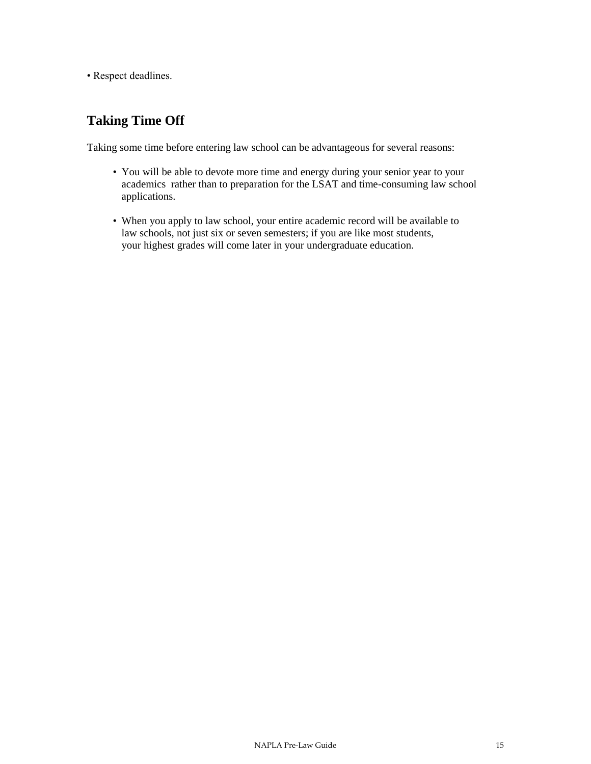- Respect deadlines.

## Taking Time Off

Taking some time before entering law school can be advantageous for several reasons:

- You will be able to devote more time and energy during your senior year to your academics rather than to preparation for the LSAT and time-consuming law school applications.

- When you apply to law school, your entire academic record will be available to law schools, not just six or seven semesters; if you are like most students, your highest grades will come later in your undergraduate education.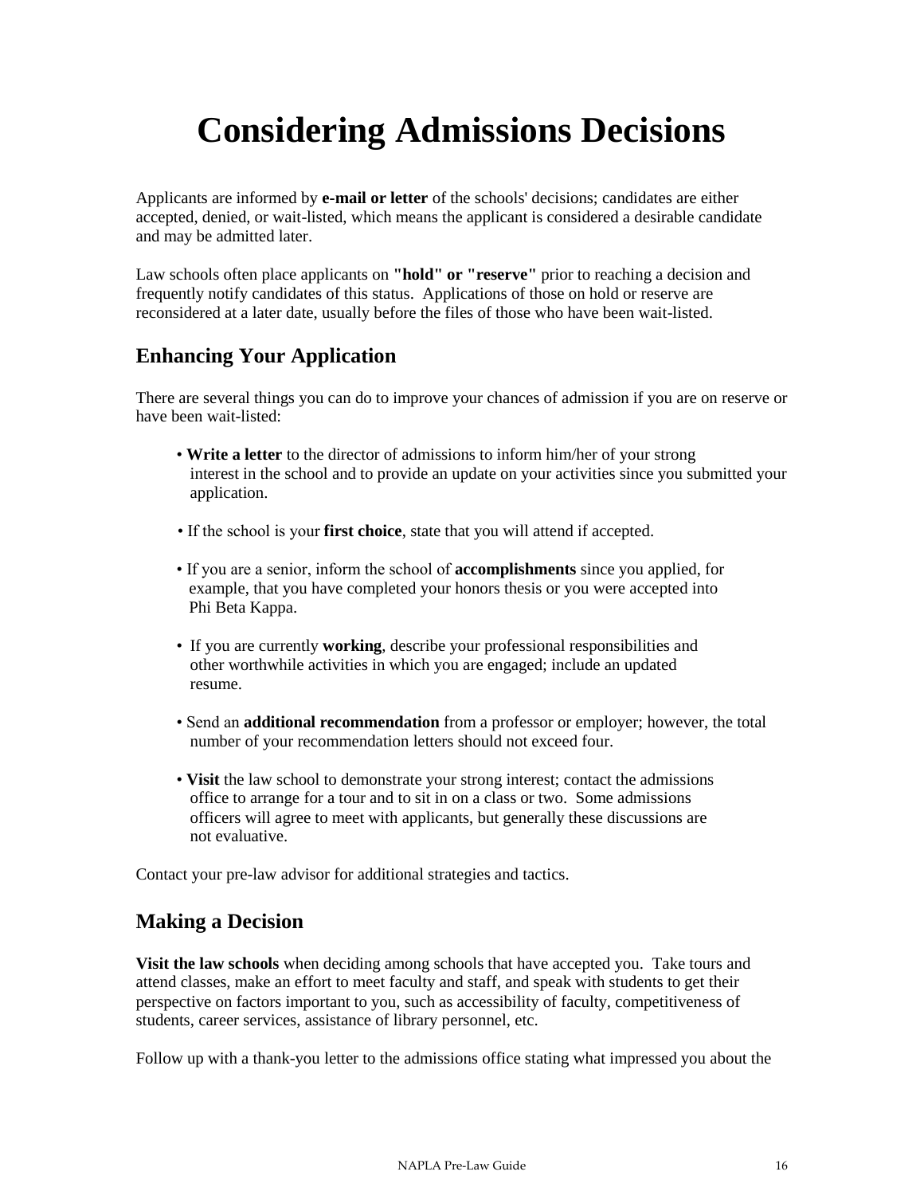# Considering Admissions Decisions

Applicants are informed by **e-mail or letter** of the schools' decisions; candidates are either accepted, denied, or wait-listed, which means the applicant is considered a desirable candidate and may be admitted later.

Law schools often place applicants on **"hold" or "reserve"** prior to reaching a decision and frequently notify candidates of this status. Applications of those on hold or reserve are reconsidered at a later date, usually before the files of those who have been wait-listed.

## Enhancing Your Application

There are several things you can do to improve your chances of admission if you are on reserve or have been wait-listed:

- **Write a letter** to the director of admissions to inform him/her of your strong interest in the school and to provide an update on your activities since you submitted your application.
- If the school is your **first choice**, state that you will attend if accepted.
- If you are a senior, inform the school of **accomplishments** since you applied, for example, that you have completed your honors thesis or you were accepted into Phi Beta Kappa.
- If you are currently **working**, describe your professional responsibilities and other worthwhile activities in which you are engaged; include an updated resume.
- Send an **additional recommendation** from a professor or employer; however, the total number of your recommendation letters should not exceed four.
- **Visit** the law school to demonstrate your strong interest; contact the admissions office to arrange for a tour and to sit in on a class or two. Some admissions officers will agree to meet with applicants, but generally these discussions are not evaluative.

Contact your pre-law advisor for additional strategies and tactics.

## Making a Decision

**Visit the law schools** when deciding among schools that have accepted you. Take tours and attend classes, make an effort to meet faculty and staff, and speak with students to get their perspective on factors important to you, such as accessibility of faculty, competitiveness of students, career services, assistance of library personnel, etc.

Follow up with a thank-you letter to the admissions office stating what impressed you about the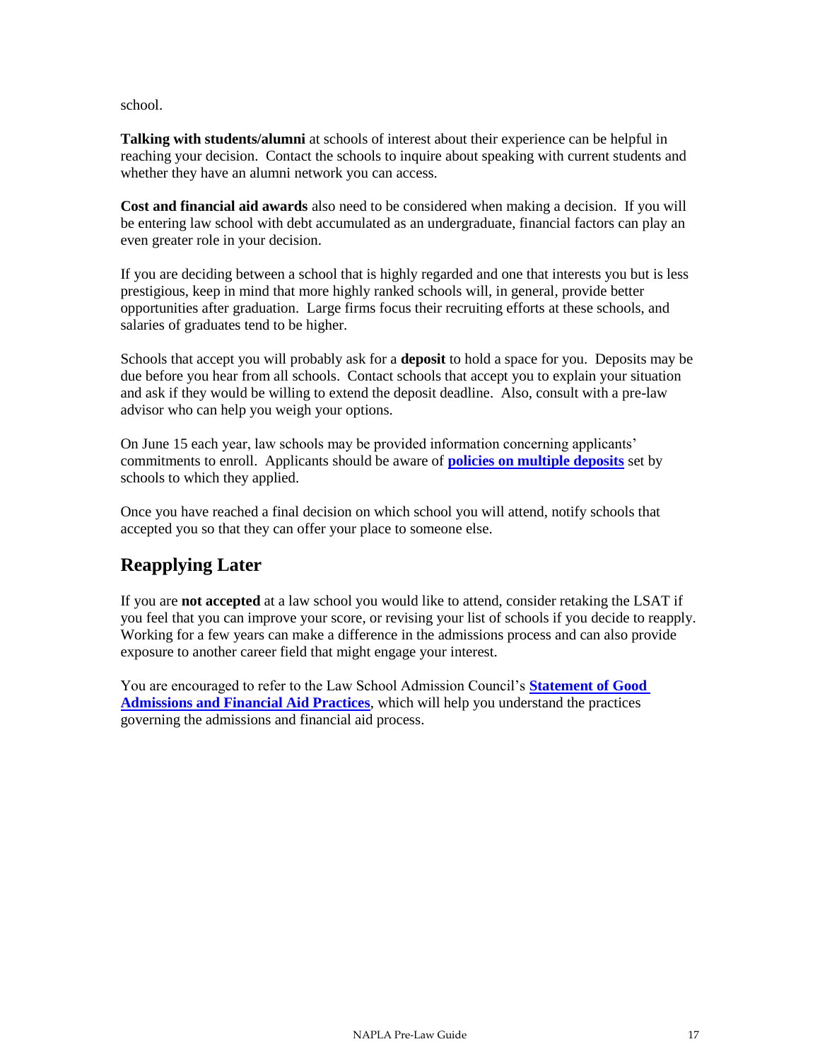school.

**Talking with students/alumni** at schools of interest about their experience can be helpful in reaching your decision. Contact the schools to inquire about speaking with current students and whether they have an alumni network you can access.

**Cost and financial aid awards** also need to be considered when making a decision. If you will be entering law school with debt accumulated as an undergraduate, financial factors can play an even greater role in your decision.

If you are deciding between a school that is highly regarded and one that interests you but is less prestigious, keep in mind that more highly ranked schools will, in general, provide better opportunities after graduation. Large firms focus their recruiting efforts at these schools, and salaries of graduates tend to be higher.

Schools that accept you will probably ask for a **deposit** to hold a space for you. Deposits may be due before you hear from all schools. Contact schools that accept you to explain your situation and ask if they would be willing to extend the deposit deadline. Also, consult with a pre-law advisor who can help you weigh your options.

On June 15 each year, law schools may be provided information concerning applicants' commitments to enroll. Applicants should be aware of **policies on multiple deposits** set by schools to which they applied.

Once you have reached a final decision on which school you will attend, notify schools that accepted you so that they can offer your place to someone else.

## Reapplying Later

If you are **not accepted** at a law school you would like to attend, consider retaking the LSAT if you feel that you can improve your score, or revising your list of schools if you decide to reapply. Working for a few years can make a difference in the admissions process and can also provide exposure to another career field that might engage your interest.

You are encouraged to refer to the Law School Admission Council's **Statement of Good Admissions and Financial Aid Practices**, which will help you understand the practices governing the admissions and financial aid process.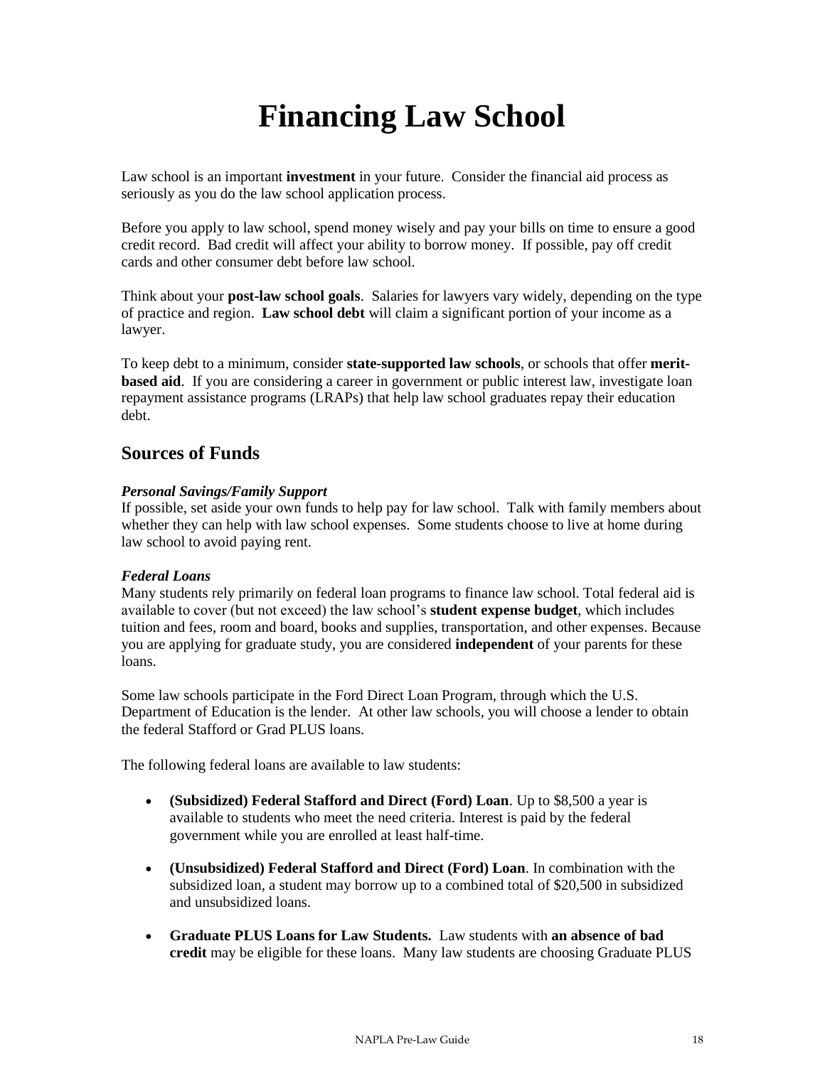# Financing Law School

Law school is an important **investment** in your future. Consider the financial aid process as seriously as you do the law school application process.

Before you apply to law school, spend money wisely and pay your bills on time to ensure a good credit record. Bad credit will affect your ability to borrow money. If possible, pay off credit cards and other consumer debt before law school.

Think about your **post-law school goals**. Salaries for lawyers vary widely, depending on the type of practice and region. **Law school debt** will claim a significant portion of your income as a lawyer.

To keep debt to a minimum, consider **state-supported law schools**, or schools that offer **merit-based aid**. If you are considering a career in government or public interest law, investigate loan repayment assistance programs (LRAPs) that help law school graduates repay their education debt.

## Sources of Funds

***Personal Savings/Family Support***

If possible, set aside your own funds to help pay for law school. Talk with family members about whether they can help with law school expenses. Some students choose to live at home during law school to avoid paying rent.

***Federal Loans***

Many students rely primarily on federal loan programs to finance law school. Total federal aid is available to cover (but not exceed) the law school's **student expense budget**, which includes tuition and fees, room and board, books and supplies, transportation, and other expenses. Because you are applying for graduate study, you are considered **independent** of your parents for these loans.

Some law schools participate in the Ford Direct Loan Program, through which the U.S. Department of Education is the lender. At other law schools, you will choose a lender to obtain the federal Stafford or Grad PLUS loans.

The following federal loans are available to law students:

- **(Subsidized) Federal Stafford and Direct (Ford) Loan**. Up to $8,500 a year is available to students who meet the need criteria. Interest is paid by the federal government while you are enrolled at least half-time.

- **(Unsubsidized) Federal Stafford and Direct (Ford) Loan**. In combination with the subsidized loan, a student may borrow up to a combined total of $20,500 in subsidized and unsubsidized loans.

- **Graduate PLUS Loans for Law Students.** Law students with **an absence of bad credit** may be eligible for these loans. Many law students are choosing Graduate PLUS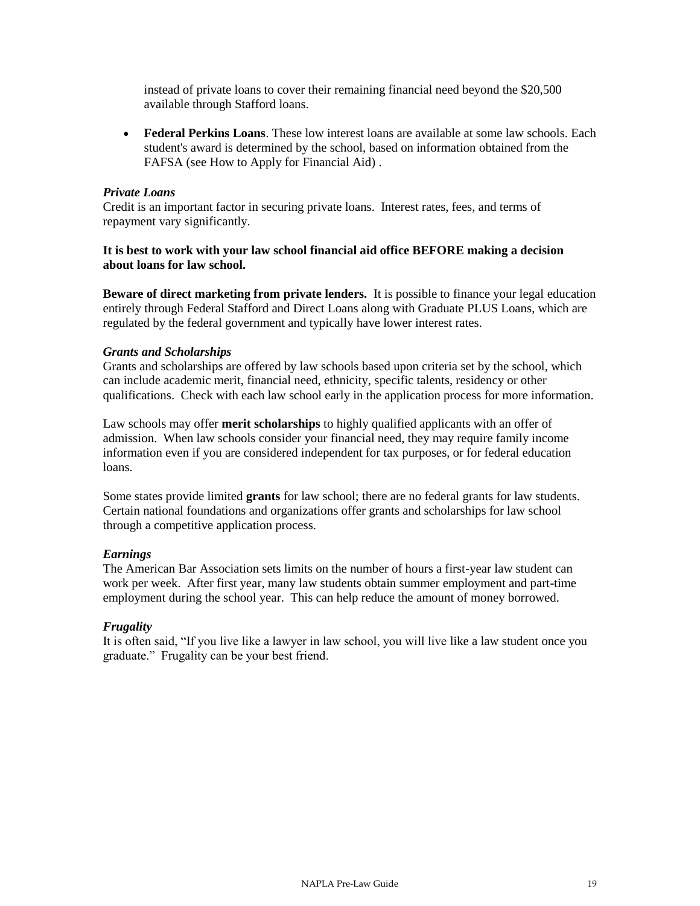instead of private loans to cover their remaining financial need beyond the $20,500 available through Stafford loans.

- **Federal Perkins Loans**. These low interest loans are available at some law schools. Each student's award is determined by the school, based on information obtained from the FAFSA (see How to Apply for Financial Aid) .

***Private Loans***

Credit is an important factor in securing private loans. Interest rates, fees, and terms of repayment vary significantly.

**It is best to work with your law school financial aid office BEFORE making a decision about loans for law school.**

**Beware of direct marketing from private lenders.** It is possible to finance your legal education entirely through Federal Stafford and Direct Loans along with Graduate PLUS Loans, which are regulated by the federal government and typically have lower interest rates.

***Grants and Scholarships***

Grants and scholarships are offered by law schools based upon criteria set by the school, which can include academic merit, financial need, ethnicity, specific talents, residency or other qualifications. Check with each law school early in the application process for more information.

Law schools may offer **merit scholarships** to highly qualified applicants with an offer of admission. When law schools consider your financial need, they may require family income information even if you are considered independent for tax purposes, or for federal education loans.

Some states provide limited **grants** for law school; there are no federal grants for law students. Certain national foundations and organizations offer grants and scholarships for law school through a competitive application process.

***Earnings***

The American Bar Association sets limits on the number of hours a first-year law student can work per week. After first year, many law students obtain summer employment and part-time employment during the school year. This can help reduce the amount of money borrowed.

***Frugality***

It is often said, “If you live like a lawyer in law school, you will live like a law student once you graduate.” Frugality can be your best friend.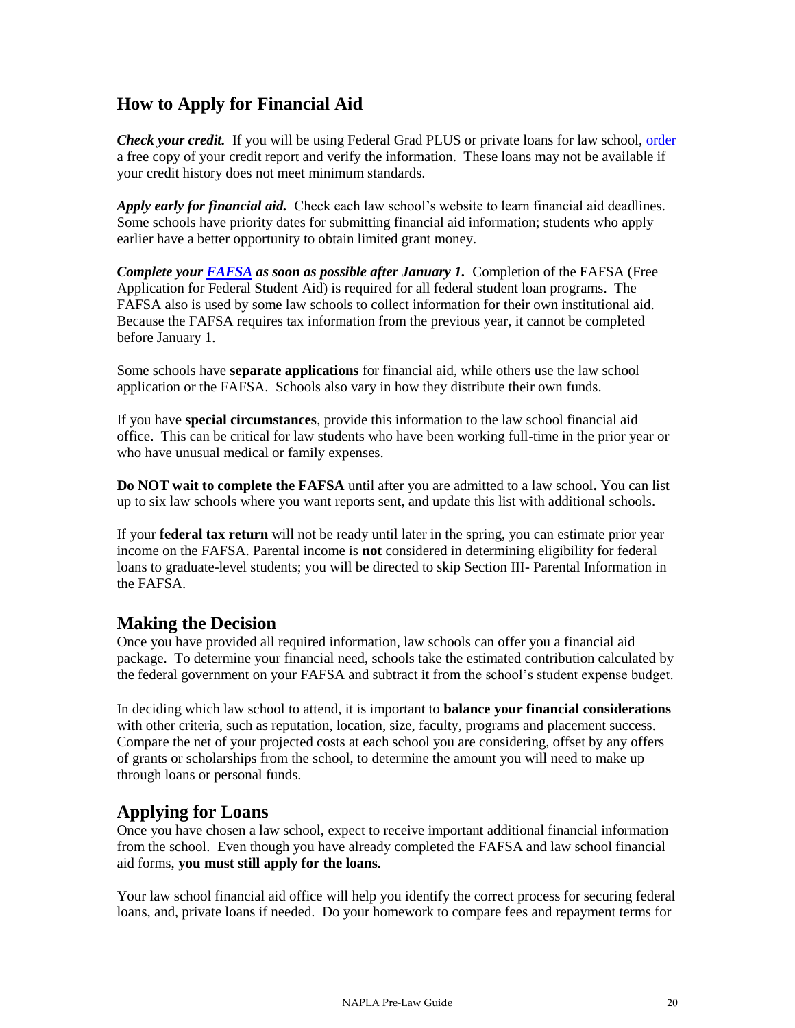## How to Apply for Financial Aid

***Check your credit.*** If you will be using Federal Grad PLUS or private loans for law school, order a free copy of your credit report and verify the information. These loans may not be available if your credit history does not meet minimum standards.

***Apply early for financial aid.*** Check each law school's website to learn financial aid deadlines. Some schools have priority dates for submitting financial aid information; students who apply earlier have a better opportunity to obtain limited grant money.

***Complete your FAFSA as soon as possible after January 1.*** Completion of the FAFSA (Free Application for Federal Student Aid) is required for all federal student loan programs. The FAFSA also is used by some law schools to collect information for their own institutional aid. Because the FAFSA requires tax information from the previous year, it cannot be completed before January 1.

Some schools have **separate applications** for financial aid, while others use the law school application or the FAFSA. Schools also vary in how they distribute their own funds.

If you have **special circumstances**, provide this information to the law school financial aid office. This can be critical for law students who have been working full-time in the prior year or who have unusual medical or family expenses.

**Do NOT wait to complete the FAFSA** until after you are admitted to a law school**.** You can list up to six law schools where you want reports sent, and update this list with additional schools.

If your **federal tax return** will not be ready until later in the spring, you can estimate prior year income on the FAFSA. Parental income is **not** considered in determining eligibility for federal loans to graduate-level students; you will be directed to skip Section III- Parental Information in the FAFSA.

## Making the Decision

Once you have provided all required information, law schools can offer you a financial aid package. To determine your financial need, schools take the estimated contribution calculated by the federal government on your FAFSA and subtract it from the school's student expense budget.

In deciding which law school to attend, it is important to **balance your financial considerations** with other criteria, such as reputation, location, size, faculty, programs and placement success. Compare the net of your projected costs at each school you are considering, offset by any offers of grants or scholarships from the school, to determine the amount you will need to make up through loans or personal funds.

## Applying for Loans

Once you have chosen a law school, expect to receive important additional financial information from the school. Even though you have already completed the FAFSA and law school financial aid forms, **you must still apply for the loans.**

Your law school financial aid office will help you identify the correct process for securing federal loans, and, private loans if needed. Do your homework to compare fees and repayment terms for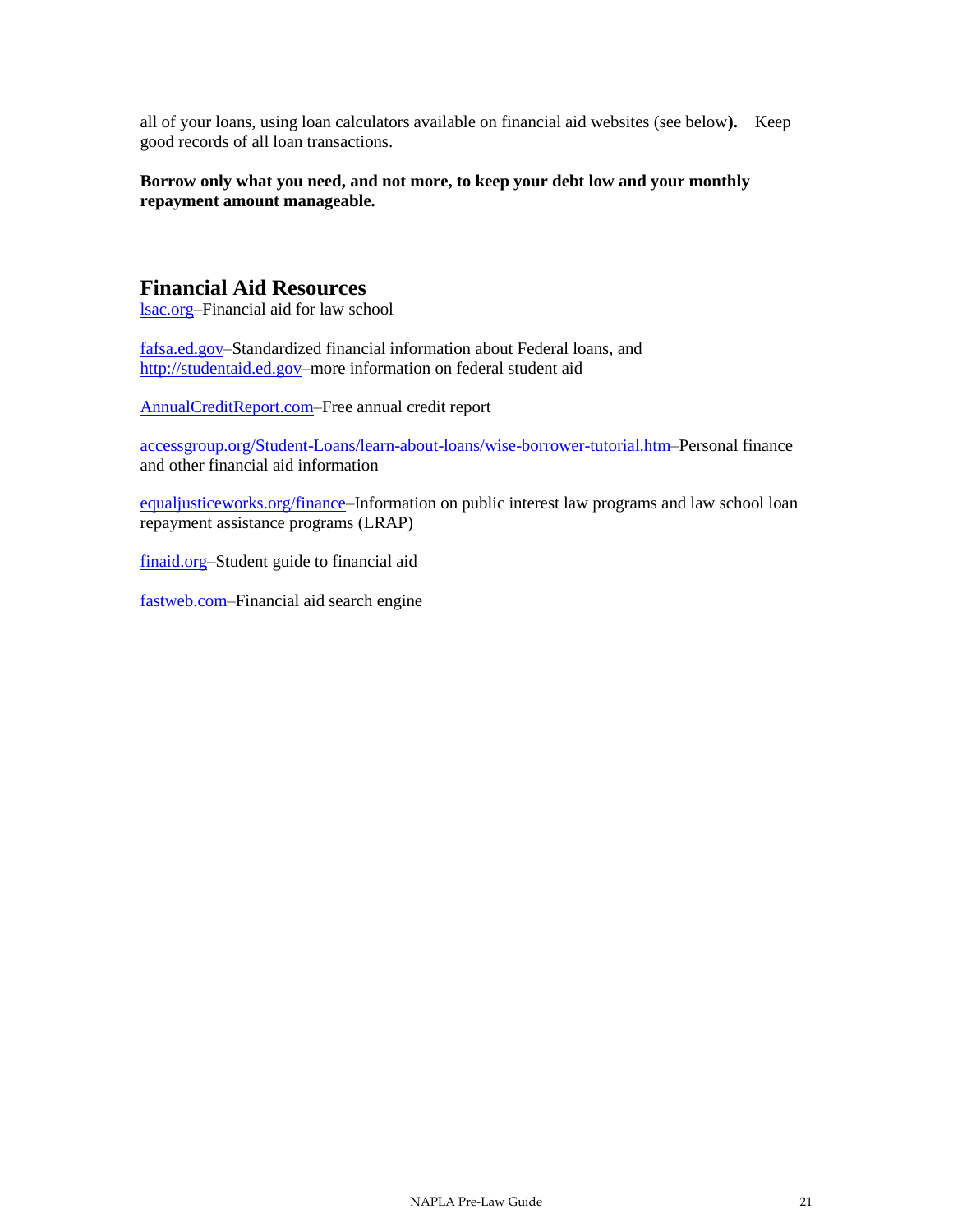all of your loans, using loan calculators available on financial aid websites (see below**).** Keep good records of all loan transactions.

**Borrow only what you need, and not more, to keep your debt low and your monthly repayment amount manageable.**

## Financial Aid Resources

lsac.org–Financial aid for law school

fafsa.ed.gov–Standardized financial information about Federal loans, and http://studentaid.ed.gov–more information on federal student aid

AnnualCreditReport.com–Free annual credit report

accessgroup.org/Student-Loans/learn-about-loans/wise-borrower-tutorial.htm–Personal finance and other financial aid information

equaljusticeworks.org/finance–Information on public interest law programs and law school loan repayment assistance programs (LRAP)

finaid.org–Student guide to financial aid

fastweb.com–Financial aid search engine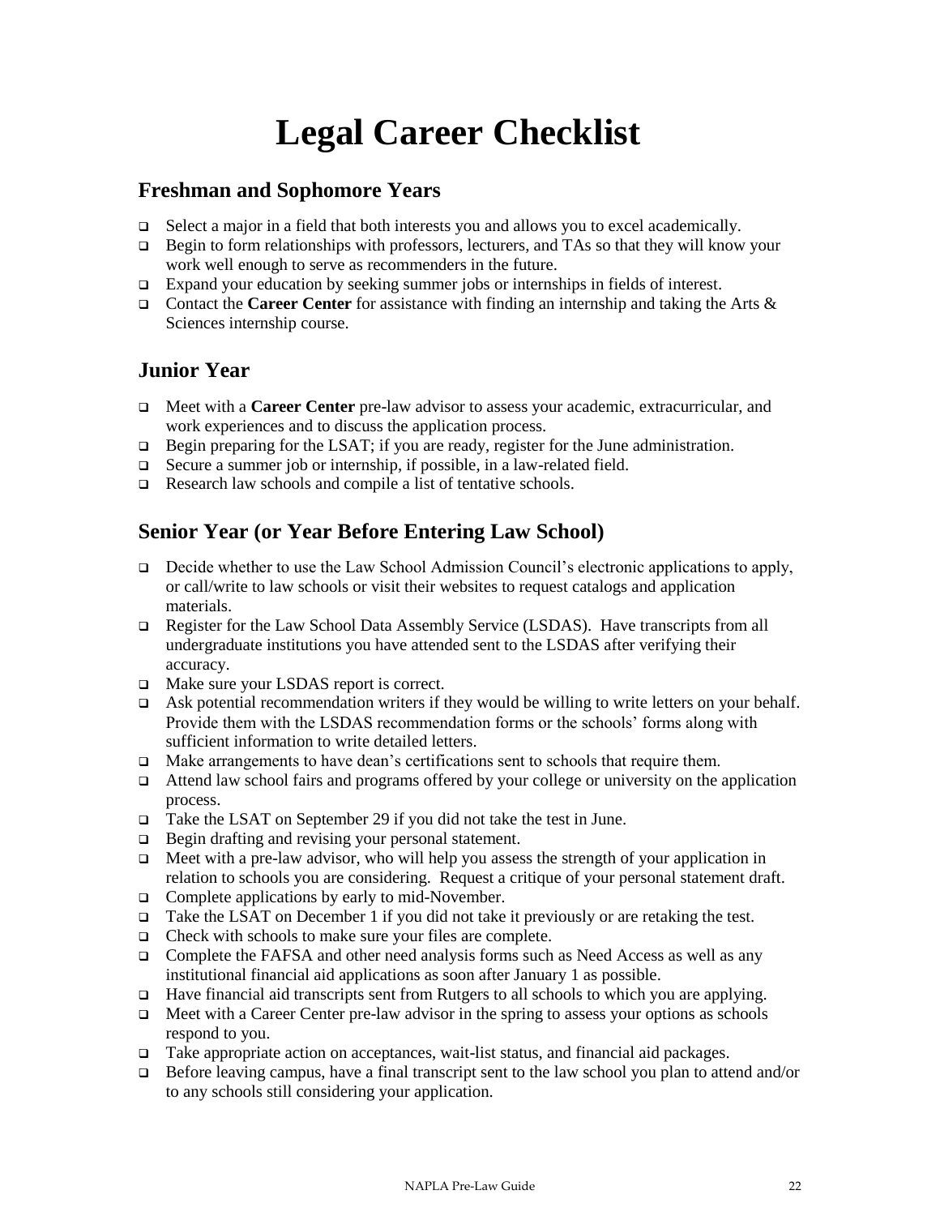# Legal Career Checklist

## Freshman and Sophomore Years

- Select a major in a field that both interests you and allows you to excel academically.
- Begin to form relationships with professors, lecturers, and TAs so that they will know your work well enough to serve as recommenders in the future.
- Expand your education by seeking summer jobs or internships in fields of interest.
- Contact the **Career Center** for assistance with finding an internship and taking the Arts & Sciences internship course.

## Junior Year

- Meet with a **Career Center** pre-law advisor to assess your academic, extracurricular, and work experiences and to discuss the application process.
- Begin preparing for the LSAT; if you are ready, register for the June administration.
- Secure a summer job or internship, if possible, in a law-related field.
- Research law schools and compile a list of tentative schools.

## Senior Year (or Year Before Entering Law School)

- Decide whether to use the Law School Admission Council's electronic applications to apply, or call/write to law schools or visit their websites to request catalogs and application materials.
- Register for the Law School Data Assembly Service (LSDAS). Have transcripts from all undergraduate institutions you have attended sent to the LSDAS after verifying their accuracy.
- Make sure your LSDAS report is correct.
- Ask potential recommendation writers if they would be willing to write letters on your behalf. Provide them with the LSDAS recommendation forms or the schools' forms along with sufficient information to write detailed letters.
- Make arrangements to have dean's certifications sent to schools that require them.
- Attend law school fairs and programs offered by your college or university on the application process.
- Take the LSAT on September 29 if you did not take the test in June.
- Begin drafting and revising your personal statement.
- Meet with a pre-law advisor, who will help you assess the strength of your application in relation to schools you are considering. Request a critique of your personal statement draft.
- Complete applications by early to mid-November.
- Take the LSAT on December 1 if you did not take it previously or are retaking the test.
- Check with schools to make sure your files are complete.
- Complete the FAFSA and other need analysis forms such as Need Access as well as any institutional financial aid applications as soon after January 1 as possible.
- Have financial aid transcripts sent from Rutgers to all schools to which you are applying.
- Meet with a Career Center pre-law advisor in the spring to assess your options as schools respond to you.
- Take appropriate action on acceptances, wait-list status, and financial aid packages.
- Before leaving campus, have a final transcript sent to the law school you plan to attend and/or to any schools still considering your application.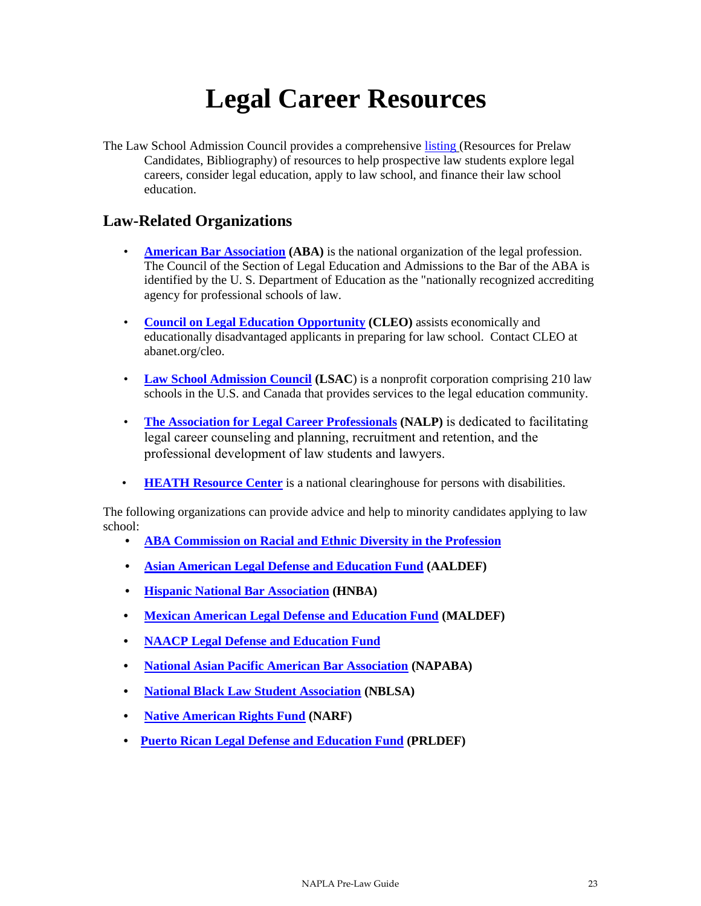# Legal Career Resources

The Law School Admission Council provides a comprehensive listing (Resources for Prelaw Candidates, Bibliography) of resources to help prospective law students explore legal careers, consider legal education, apply to law school, and finance their law school education.

## Law-Related Organizations

- **American Bar Association (ABA)** is the national organization of the legal profession. The Council of the Section of Legal Education and Admissions to the Bar of the ABA is identified by the U. S. Department of Education as the "nationally recognized accrediting agency for professional schools of law.
- **Council on Legal Education Opportunity (CLEO)** assists economically and educationally disadvantaged applicants in preparing for law school. Contact CLEO at abanet.org/cleo.
- **Law School Admission Council (LSAC**) is a nonprofit corporation comprising 210 law schools in the U.S. and Canada that provides services to the legal education community.
- **The Association for Legal Career Professionals (NALP)** is dedicated to facilitating legal career counseling and planning, recruitment and retention, and the professional development of law students and lawyers.
- **HEATH Resource Center** is a national clearinghouse for persons with disabilities.

The following organizations can provide advice and help to minority candidates applying to law school:

- **ABA Commission on Racial and Ethnic Diversity in the Profession**
- **Asian American Legal Defense and Education Fund (AALDEF)**
- **Hispanic National Bar Association (HNBA)**
- **Mexican American Legal Defense and Education Fund (MALDEF)**
- **NAACP Legal Defense and Education Fund**
- **National Asian Pacific American Bar Association (NAPABA)**
- **National Black Law Student Association (NBLSA)**
- **Native American Rights Fund (NARF)**
- **Puerto Rican Legal Defense and Education Fund (PRLDEF)**